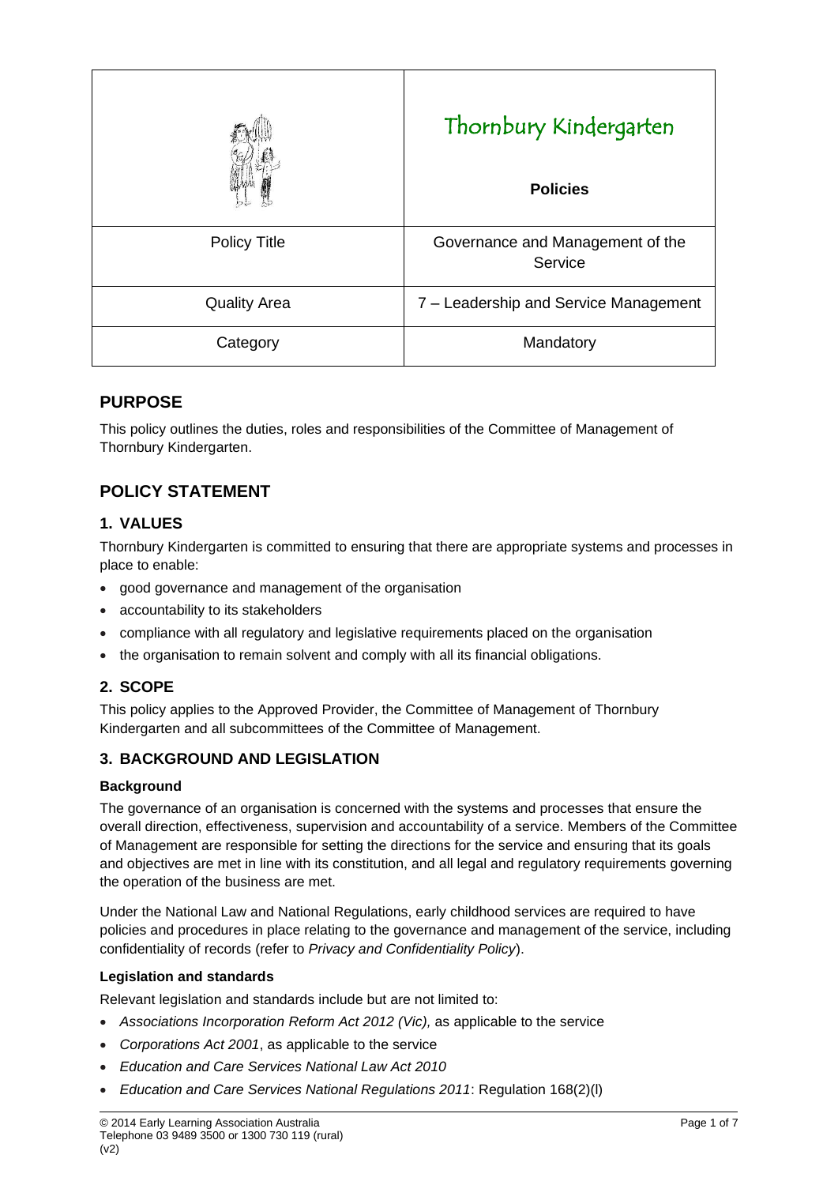| | Thornbury Kindergarten<br><br>**Policies** |
|---|---|
| Policy Title | Governance and Management of the Service |
| Quality Area | 7 – Leadership and Service Management |
| Category | Mandatory |

## PURPOSE

This policy outlines the duties, roles and responsibilities of the Committee of Management of Thornbury Kindergarten.

## POLICY STATEMENT

### 1. VALUES

Thornbury Kindergarten is committed to ensuring that there are appropriate systems and processes in place to enable:

- good governance and management of the organisation
- accountability to its stakeholders
- compliance with all regulatory and legislative requirements placed on the organisation
- the organisation to remain solvent and comply with all its financial obligations.

### 2. SCOPE

This policy applies to the Approved Provider, the Committee of Management of Thornbury Kindergarten and all subcommittees of the Committee of Management.

### 3. BACKGROUND AND LEGISLATION

**Background**

The governance of an organisation is concerned with the systems and processes that ensure the overall direction, effectiveness, supervision and accountability of a service. Members of the Committee of Management are responsible for setting the directions for the service and ensuring that its goals and objectives are met in line with its constitution, and all legal and regulatory requirements governing the operation of the business are met.

Under the National Law and National Regulations, early childhood services are required to have policies and procedures in place relating to the governance and management of the service, including confidentiality of records (refer to *Privacy and Confidentiality Policy*).

**Legislation and standards**

Relevant legislation and standards include but are not limited to:

- *Associations Incorporation Reform Act 2012 (Vic),* as applicable to the service
- *Corporations Act 2001*, as applicable to the service
- *Education and Care Services National Law Act 2010*
- *Education and Care Services National Regulations 2011*: Regulation 168(2)(l)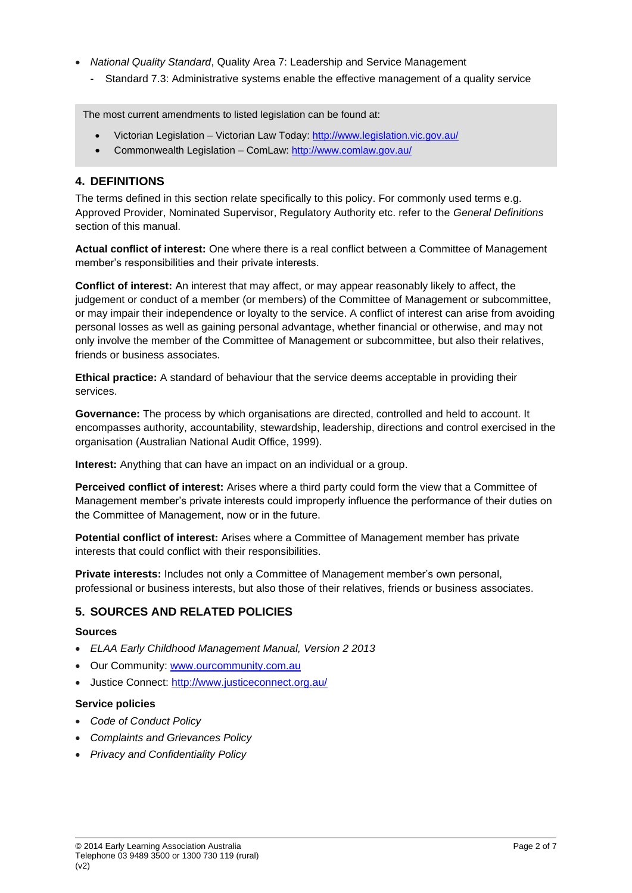- *National Quality Standard*, Quality Area 7: Leadership and Service Management
  - Standard 7.3: Administrative systems enable the effective management of a quality service

The most current amendments to listed legislation can be found at:

- Victorian Legislation – Victorian Law Today: http://www.legislation.vic.gov.au/
- Commonwealth Legislation – ComLaw: http://www.comlaw.gov.au/

## 4. DEFINITIONS

The terms defined in this section relate specifically to this policy. For commonly used terms e.g. Approved Provider, Nominated Supervisor, Regulatory Authority etc. refer to the *General Definitions* section of this manual.

**Actual conflict of interest:** One where there is a real conflict between a Committee of Management member's responsibilities and their private interests.

**Conflict of interest:** An interest that may affect, or may appear reasonably likely to affect, the judgement or conduct of a member (or members) of the Committee of Management or subcommittee, or may impair their independence or loyalty to the service. A conflict of interest can arise from avoiding personal losses as well as gaining personal advantage, whether financial or otherwise, and may not only involve the member of the Committee of Management or subcommittee, but also their relatives, friends or business associates.

**Ethical practice:** A standard of behaviour that the service deems acceptable in providing their services.

**Governance:** The process by which organisations are directed, controlled and held to account. It encompasses authority, accountability, stewardship, leadership, directions and control exercised in the organisation (Australian National Audit Office, 1999).

**Interest:** Anything that can have an impact on an individual or a group.

**Perceived conflict of interest:** Arises where a third party could form the view that a Committee of Management member's private interests could improperly influence the performance of their duties on the Committee of Management, now or in the future.

**Potential conflict of interest:** Arises where a Committee of Management member has private interests that could conflict with their responsibilities.

**Private interests:** Includes not only a Committee of Management member's own personal, professional or business interests, but also those of their relatives, friends or business associates.

## 5. SOURCES AND RELATED POLICIES

### Sources

- *ELAA Early Childhood Management Manual, Version 2 2013*
- Our Community: www.ourcommunity.com.au
- Justice Connect: http://www.justiceconnect.org.au/

### Service policies

- *Code of Conduct Policy*
- *Complaints and Grievances Policy*
- *Privacy and Confidentiality Policy*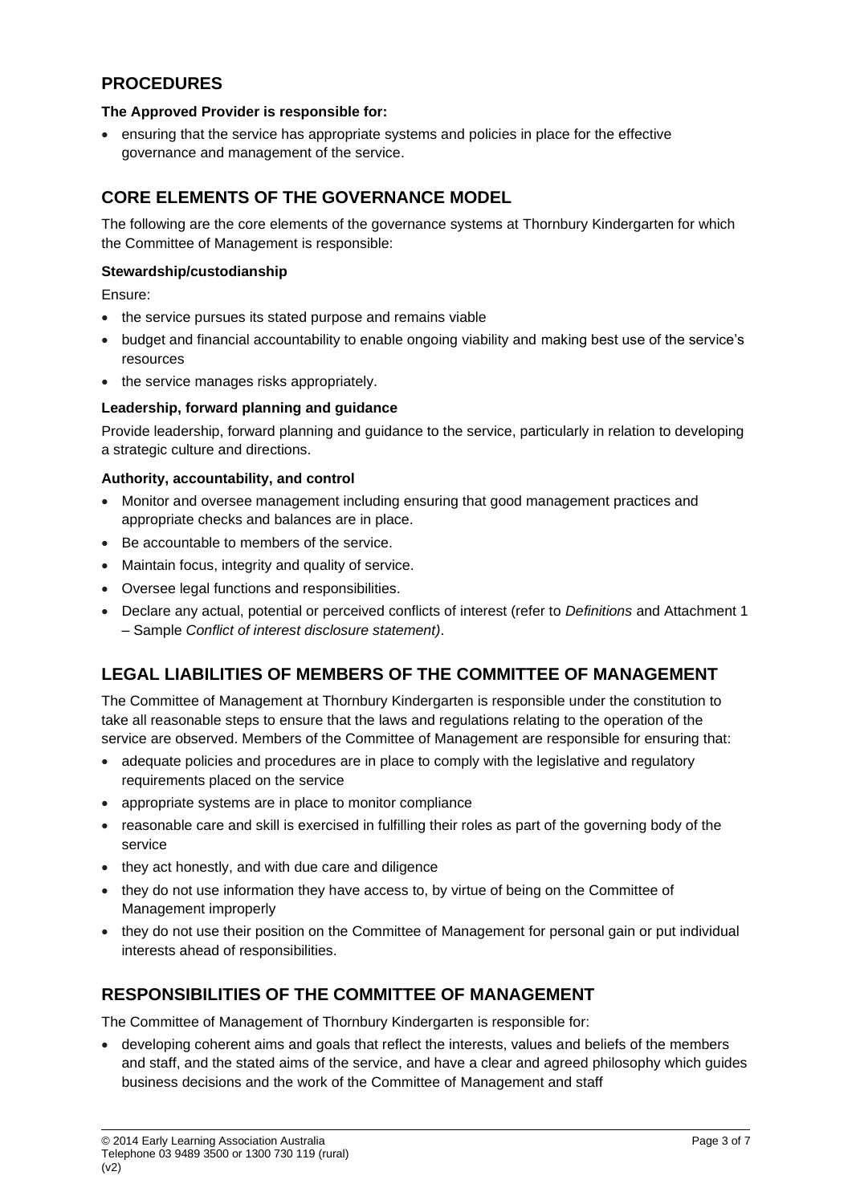## PROCEDURES

**The Approved Provider is responsible for:**

- ensuring that the service has appropriate systems and policies in place for the effective governance and management of the service.

## CORE ELEMENTS OF THE GOVERNANCE MODEL

The following are the core elements of the governance systems at Thornbury Kindergarten for which the Committee of Management is responsible:

**Stewardship/custodianship**

Ensure:

- the service pursues its stated purpose and remains viable
- budget and financial accountability to enable ongoing viability and making best use of the service's resources
- the service manages risks appropriately.

**Leadership, forward planning and guidance**

Provide leadership, forward planning and guidance to the service, particularly in relation to developing a strategic culture and directions.

**Authority, accountability, and control**

- Monitor and oversee management including ensuring that good management practices and appropriate checks and balances are in place.
- Be accountable to members of the service.
- Maintain focus, integrity and quality of service.
- Oversee legal functions and responsibilities.
- Declare any actual, potential or perceived conflicts of interest (refer to *Definitions* and Attachment 1 – Sample *Conflict of interest disclosure statement)*.

## LEGAL LIABILITIES OF MEMBERS OF THE COMMITTEE OF MANAGEMENT

The Committee of Management at Thornbury Kindergarten is responsible under the constitution to take all reasonable steps to ensure that the laws and regulations relating to the operation of the service are observed. Members of the Committee of Management are responsible for ensuring that:

- adequate policies and procedures are in place to comply with the legislative and regulatory requirements placed on the service
- appropriate systems are in place to monitor compliance
- reasonable care and skill is exercised in fulfilling their roles as part of the governing body of the service
- they act honestly, and with due care and diligence
- they do not use information they have access to, by virtue of being on the Committee of Management improperly
- they do not use their position on the Committee of Management for personal gain or put individual interests ahead of responsibilities.

## RESPONSIBILITIES OF THE COMMITTEE OF MANAGEMENT

The Committee of Management of Thornbury Kindergarten is responsible for:

- developing coherent aims and goals that reflect the interests, values and beliefs of the members and staff, and the stated aims of the service, and have a clear and agreed philosophy which guides business decisions and the work of the Committee of Management and staff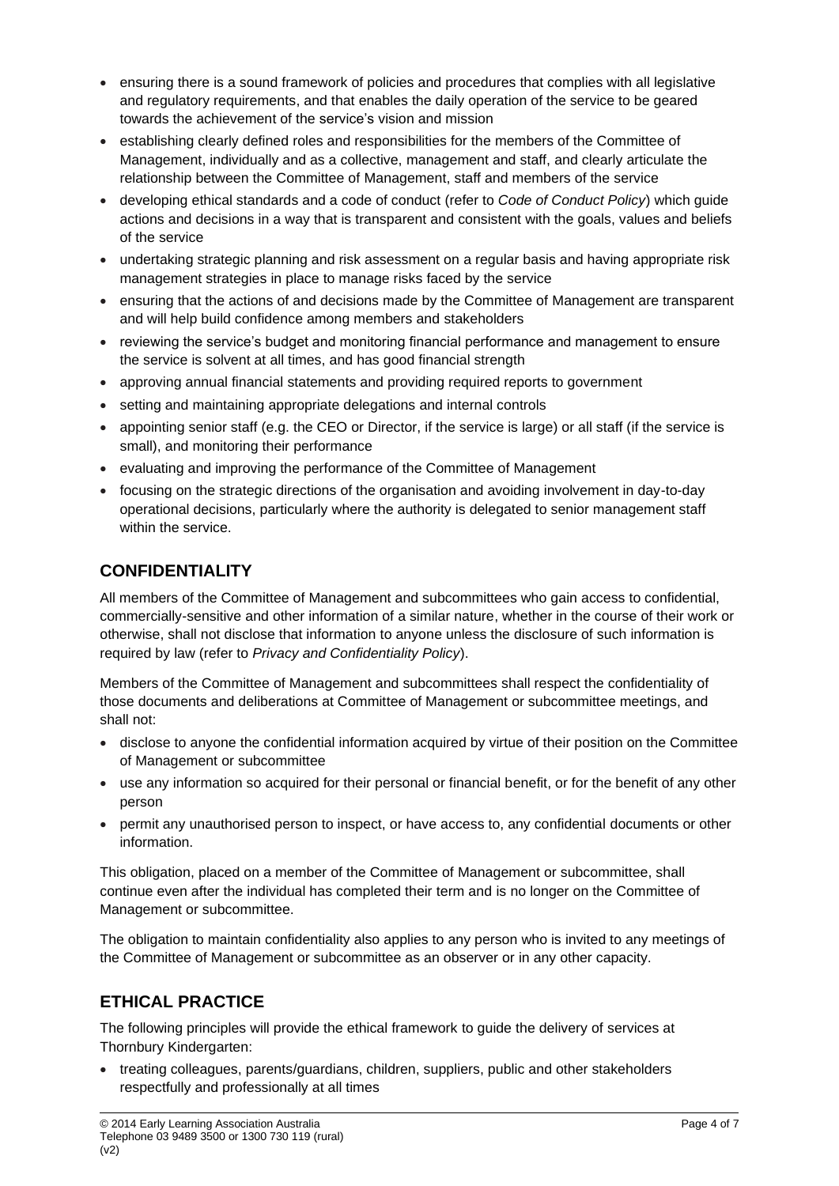- ensuring there is a sound framework of policies and procedures that complies with all legislative and regulatory requirements, and that enables the daily operation of the service to be geared towards the achievement of the service's vision and mission
- establishing clearly defined roles and responsibilities for the members of the Committee of Management, individually and as a collective, management and staff, and clearly articulate the relationship between the Committee of Management, staff and members of the service
- developing ethical standards and a code of conduct (refer to *Code of Conduct Policy*) which guide actions and decisions in a way that is transparent and consistent with the goals, values and beliefs of the service
- undertaking strategic planning and risk assessment on a regular basis and having appropriate risk management strategies in place to manage risks faced by the service
- ensuring that the actions of and decisions made by the Committee of Management are transparent and will help build confidence among members and stakeholders
- reviewing the service's budget and monitoring financial performance and management to ensure the service is solvent at all times, and has good financial strength
- approving annual financial statements and providing required reports to government
- setting and maintaining appropriate delegations and internal controls
- appointing senior staff (e.g. the CEO or Director, if the service is large) or all staff (if the service is small), and monitoring their performance
- evaluating and improving the performance of the Committee of Management
- focusing on the strategic directions of the organisation and avoiding involvement in day-to-day operational decisions, particularly where the authority is delegated to senior management staff within the service.

## CONFIDENTIALITY

All members of the Committee of Management and subcommittees who gain access to confidential, commercially-sensitive and other information of a similar nature, whether in the course of their work or otherwise, shall not disclose that information to anyone unless the disclosure of such information is required by law (refer to *Privacy and Confidentiality Policy*).

Members of the Committee of Management and subcommittees shall respect the confidentiality of those documents and deliberations at Committee of Management or subcommittee meetings, and shall not:

- disclose to anyone the confidential information acquired by virtue of their position on the Committee of Management or subcommittee
- use any information so acquired for their personal or financial benefit, or for the benefit of any other person
- permit any unauthorised person to inspect, or have access to, any confidential documents or other information.

This obligation, placed on a member of the Committee of Management or subcommittee, shall continue even after the individual has completed their term and is no longer on the Committee of Management or subcommittee.

The obligation to maintain confidentiality also applies to any person who is invited to any meetings of the Committee of Management or subcommittee as an observer or in any other capacity.

## ETHICAL PRACTICE

The following principles will provide the ethical framework to guide the delivery of services at Thornbury Kindergarten:

- treating colleagues, parents/guardians, children, suppliers, public and other stakeholders respectfully and professionally at all times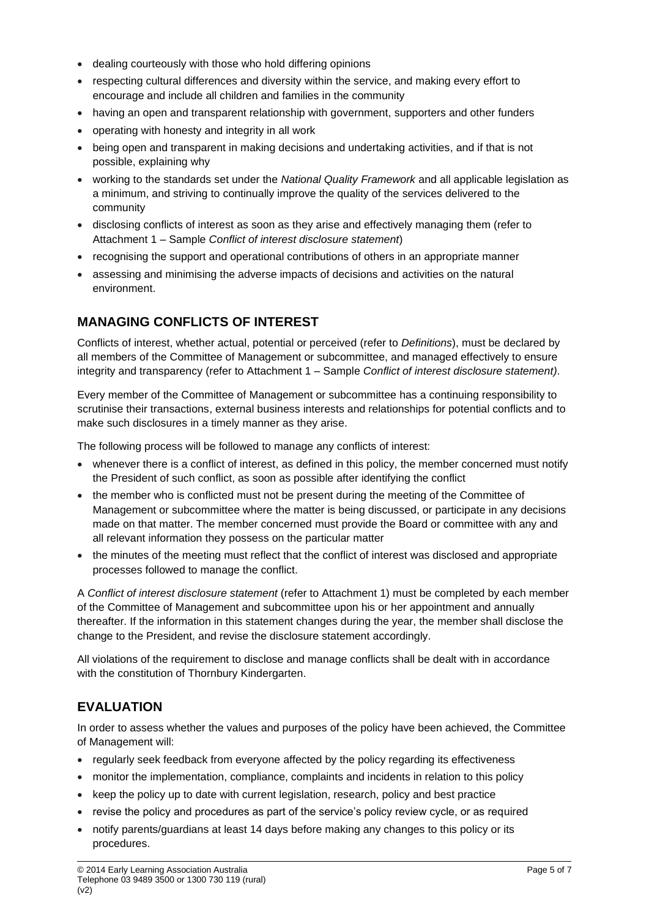- dealing courteously with those who hold differing opinions
- respecting cultural differences and diversity within the service, and making every effort to encourage and include all children and families in the community
- having an open and transparent relationship with government, supporters and other funders
- operating with honesty and integrity in all work
- being open and transparent in making decisions and undertaking activities, and if that is not possible, explaining why
- working to the standards set under the *National Quality Framework* and all applicable legislation as a minimum, and striving to continually improve the quality of the services delivered to the community
- disclosing conflicts of interest as soon as they arise and effectively managing them (refer to Attachment 1 – Sample *Conflict of interest disclosure statement*)
- recognising the support and operational contributions of others in an appropriate manner
- assessing and minimising the adverse impacts of decisions and activities on the natural environment.

## MANAGING CONFLICTS OF INTEREST

Conflicts of interest, whether actual, potential or perceived (refer to *Definitions*), must be declared by all members of the Committee of Management or subcommittee, and managed effectively to ensure integrity and transparency (refer to Attachment 1 – Sample *Conflict of interest disclosure statement)*.

Every member of the Committee of Management or subcommittee has a continuing responsibility to scrutinise their transactions, external business interests and relationships for potential conflicts and to make such disclosures in a timely manner as they arise.

The following process will be followed to manage any conflicts of interest:

- whenever there is a conflict of interest, as defined in this policy, the member concerned must notify the President of such conflict, as soon as possible after identifying the conflict
- the member who is conflicted must not be present during the meeting of the Committee of Management or subcommittee where the matter is being discussed, or participate in any decisions made on that matter. The member concerned must provide the Board or committee with any and all relevant information they possess on the particular matter
- the minutes of the meeting must reflect that the conflict of interest was disclosed and appropriate processes followed to manage the conflict.

A *Conflict of interest disclosure statement* (refer to Attachment 1) must be completed by each member of the Committee of Management and subcommittee upon his or her appointment and annually thereafter. If the information in this statement changes during the year, the member shall disclose the change to the President, and revise the disclosure statement accordingly.

All violations of the requirement to disclose and manage conflicts shall be dealt with in accordance with the constitution of Thornbury Kindergarten.

## EVALUATION

In order to assess whether the values and purposes of the policy have been achieved, the Committee of Management will:

- regularly seek feedback from everyone affected by the policy regarding its effectiveness
- monitor the implementation, compliance, complaints and incidents in relation to this policy
- keep the policy up to date with current legislation, research, policy and best practice
- revise the policy and procedures as part of the service's policy review cycle, or as required
- notify parents/guardians at least 14 days before making any changes to this policy or its procedures.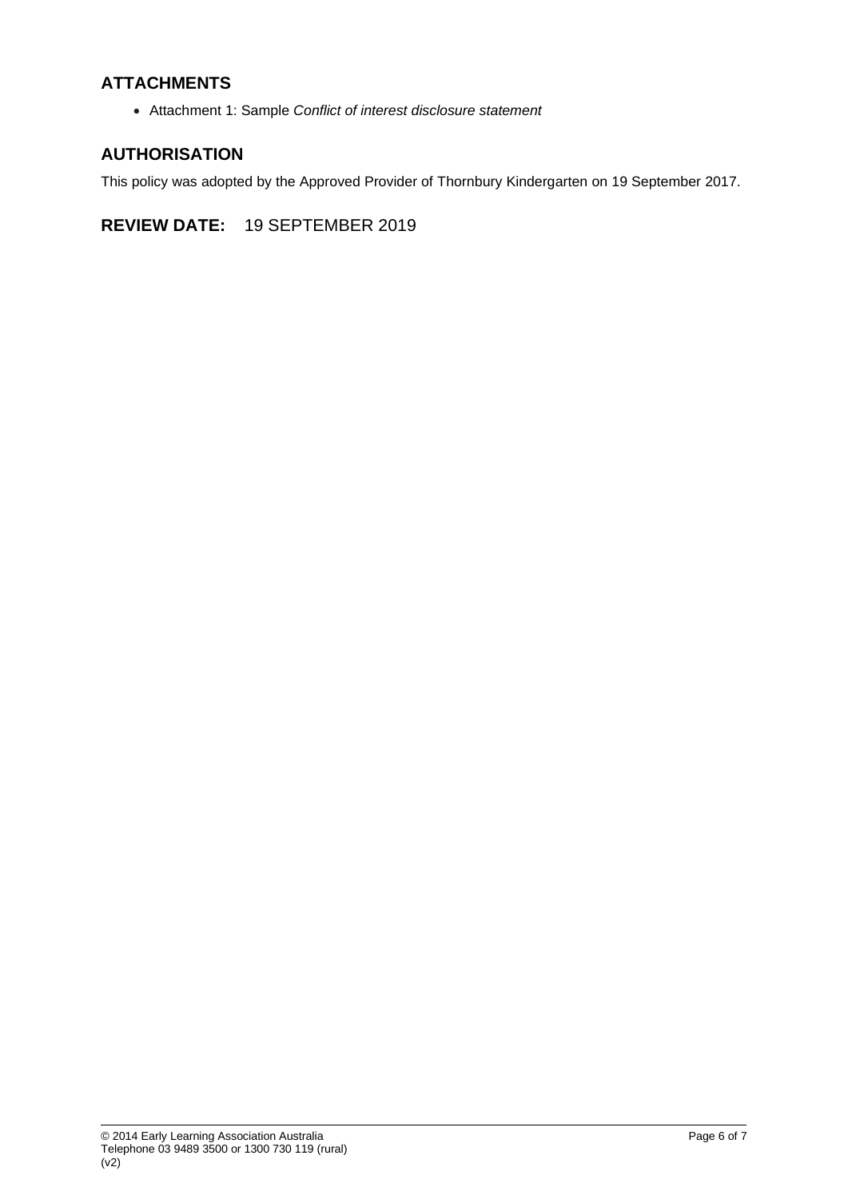## ATTACHMENTS

- Attachment 1: Sample *Conflict of interest disclosure statement*

## AUTHORISATION

This policy was adopted by the Approved Provider of Thornbury Kindergarten on 19 September 2017.

## REVIEW DATE: 19 SEPTEMBER 2019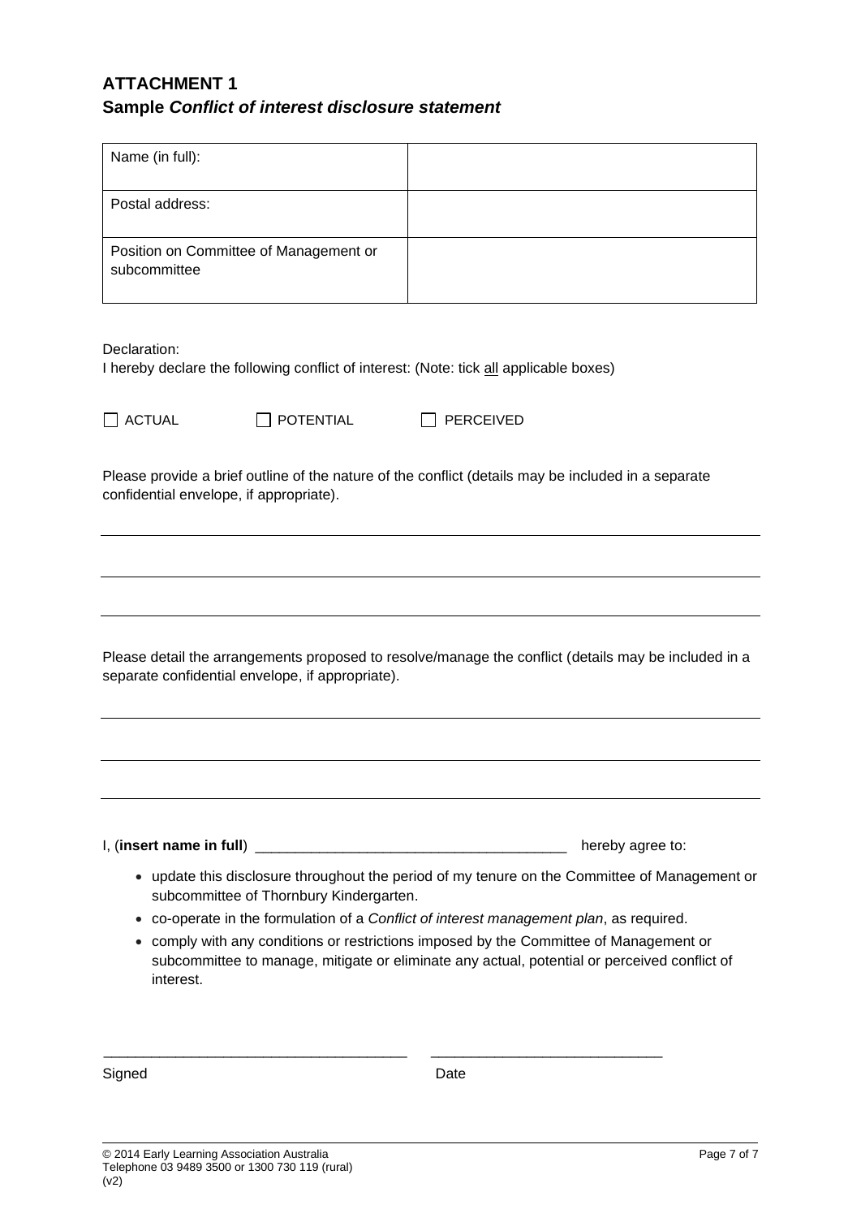## ATTACHMENT 1
## Sample *Conflict of interest disclosure statement*

| | |
|---|---|
| Name (in full): | |
| Postal address: | |
| Position on Committee of Management or subcommittee | |

Declaration:
I hereby declare the following conflict of interest: (Note: tick all applicable boxes)

☐ ACTUAL ☐ POTENTIAL ☐ PERCEIVED

Please provide a brief outline of the nature of the conflict (details may be included in a separate confidential envelope, if appropriate).

_______________________________________________

_______________________________________________

_______________________________________________

Please detail the arrangements proposed to resolve/manage the conflict (details may be included in a separate confidential envelope, if appropriate).

_______________________________________________

_______________________________________________

_______________________________________________

I, (**insert name in full**) ______________________________________ hereby agree to:

- update this disclosure throughout the period of my tenure on the Committee of Management or subcommittee of Thornbury Kindergarten.
- co-operate in the formulation of a *Conflict of interest management plan*, as required.
- comply with any conditions or restrictions imposed by the Committee of Management or subcommittee to manage, mitigate or eliminate any actual, potential or perceived conflict of interest.

_____________________________________ ____________________________

Signed Date

© 2014 Early Learning Association Australia
Telephone 03 9489 3500 or 1300 730 119 (rural)
(v2)